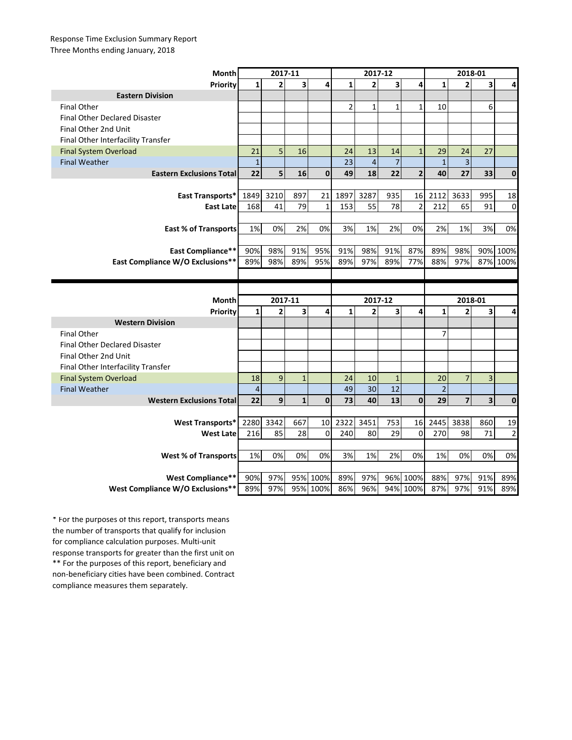Response Time Exclusion Summary Report
Three Months ending January, 2018

| Month | 2017-11 | | | | 2017-12 | | | | 2018-01 | | | |
|---|---|---|---|---|---|---|---|---|---|---|---|---|
| **Priority** | **1** | **2** | **3** | **4** | **1** | **2** | **3** | **4** | **1** | **2** | **3** | **4** |
| **Eastern Division** | | | | | | | | | | | | |
| Final Other | | | | | 2 | 1 | 1 | 1 | 10 | | 6 | |
| Final Other Declared Disaster | | | | | | | | | | | | |
| Final Other 2nd Unit | | | | | | | | | | | | |
| Final Other Interfacility Transfer | | | | | | | | | | | | |
| Final System Overload | 21 | 5 | 16 | | 24 | 13 | 14 | 1 | 29 | 24 | 27 | |
| Final Weather | 1 | | | | 23 | 4 | 7 | | 1 | 3 | | |
| **Eastern Exclusions Total** | **22** | **5** | **16** | **0** | **49** | **18** | **22** | **2** | **40** | **27** | **33** | **0** |
| | | | | | | | | | | | | |
| **East Transports*** | 1849 | 3210 | 897 | 21 | 1897 | 3287 | 935 | 16 | 2112 | 3633 | 995 | 18 |
| **East Late** | 168 | 41 | 79 | 1 | 153 | 55 | 78 | 2 | 212 | 65 | 91 | 0 |
| | | | | | | | | | | | | |
| **East % of Transports** | 1% | 0% | 2% | 0% | 3% | 1% | 2% | 0% | 2% | 1% | 3% | 0% |
| | | | | | | | | | | | | |
| **East Compliance**** | 90% | 98% | 91% | 95% | 91% | 98% | 91% | 87% | 89% | 98% | 90% | 100% |
| **East Compliance W/O Exclusions**** | 89% | 98% | 89% | 95% | 89% | 97% | 89% | 77% | 88% | 97% | 87% | 100% |

| Month | 2017-11 | | | | 2017-12 | | | | 2018-01 | | | |
|---|---|---|---|---|---|---|---|---|---|---|---|---|
| **Priority** | **1** | **2** | **3** | **4** | **1** | **2** | **3** | **4** | **1** | **2** | **3** | **4** |
| **Western Division** | | | | | | | | | | | | |
| Final Other | | | | | | | | | 7 | | | |
| Final Other Declared Disaster | | | | | | | | | | | | |
| Final Other 2nd Unit | | | | | | | | | | | | |
| Final Other Interfacility Transfer | | | | | | | | | | | | |
| Final System Overload | 18 | 9 | 1 | | 24 | 10 | 1 | | 20 | 7 | 3 | |
| Final Weather | 4 | | | | 49 | 30 | 12 | | 2 | | | |
| **Western Exclusions Total** | **22** | **9** | **1** | **0** | **73** | **40** | **13** | **0** | **29** | **7** | **3** | **0** |
| | | | | | | | | | | | | |
| **West Transports*** | 2280 | 3342 | 667 | 10 | 2322 | 3451 | 753 | 16 | 2445 | 3838 | 860 | 19 |
| **West Late** | 216 | 85 | 28 | 0 | 240 | 80 | 29 | 0 | 270 | 98 | 71 | 2 |
| | | | | | | | | | | | | |
| **West % of Transports** | 1% | 0% | 0% | 0% | 3% | 1% | 2% | 0% | 1% | 0% | 0% | 0% |
| | | | | | | | | | | | | |
| **West Compliance**** | 90% | 97% | 95% | 100% | 89% | 97% | 96% | 100% | 88% | 97% | 91% | 89% |
| **West Compliance W/O Exclusions**** | 89% | 97% | 95% | 100% | 86% | 96% | 94% | 100% | 87% | 97% | 91% | 89% |

* For the purposes of this report, transports means the number of transports that qualify for inclusion for compliance calculation purposes. Multi-unit response transports for greater than the first unit on
** For the purposes of this report, beneficiary and non-beneficiary cities have been combined. Contract compliance measures them separately.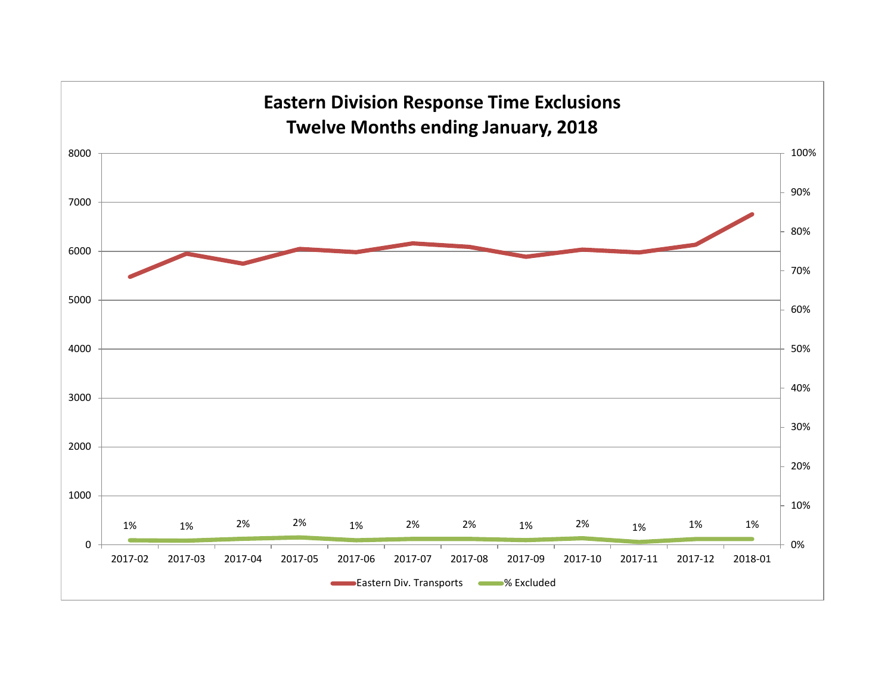# Eastern Division Response Time Exclusions
## Twelve Months ending January, 2018

| Month | Eastern Div. Transports | % Excluded |
|---|---|---|
| 2017-02 | | 1% |
| 2017-03 | | 1% |
| 2017-04 | | 2% |
| 2017-05 | | 2% |
| 2017-06 | | 1% |
| 2017-07 | | 2% |
| 2017-08 | | 2% |
| 2017-09 | | 1% |
| 2017-10 | | 2% |
| 2017-11 | | 1% |
| 2017-12 | | 1% |
| 2018-01 | | 1% |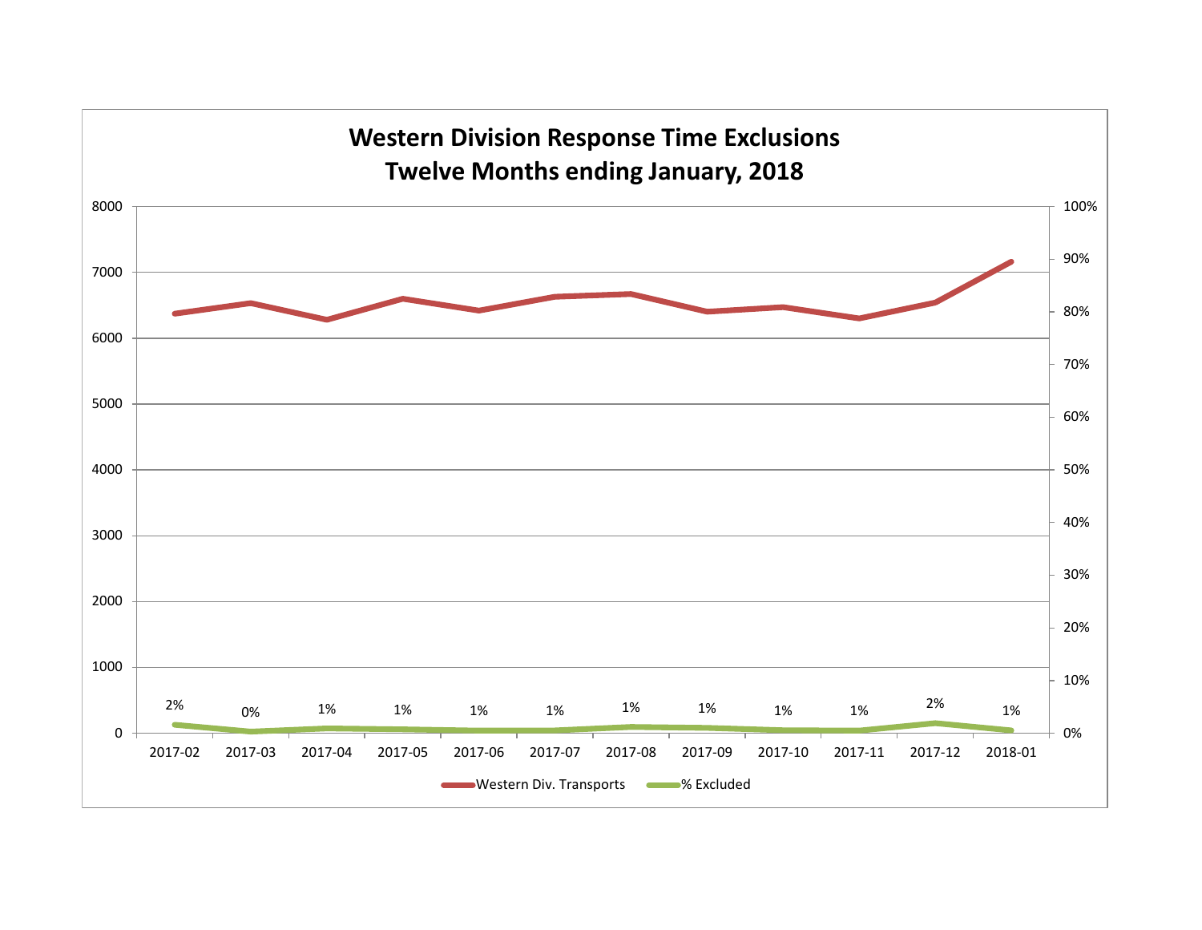# Western Division Response Time Exclusions
## Twelve Months ending January, 2018

8000
7000
6000
5000
4000
3000
2000
1000
0

100%
90%
80%
70%
60%
50%
40%
30%
20%
10%
0%

2% 0% 1% 1% 1% 1% 1% 1% 1% 1% 2% 1%

2017-02 2017-03 2017-04 2017-05 2017-06 2017-07 2017-08 2017-09 2017-10 2017-11 2017-12 2018-01

Western Div. Transports
% Excluded